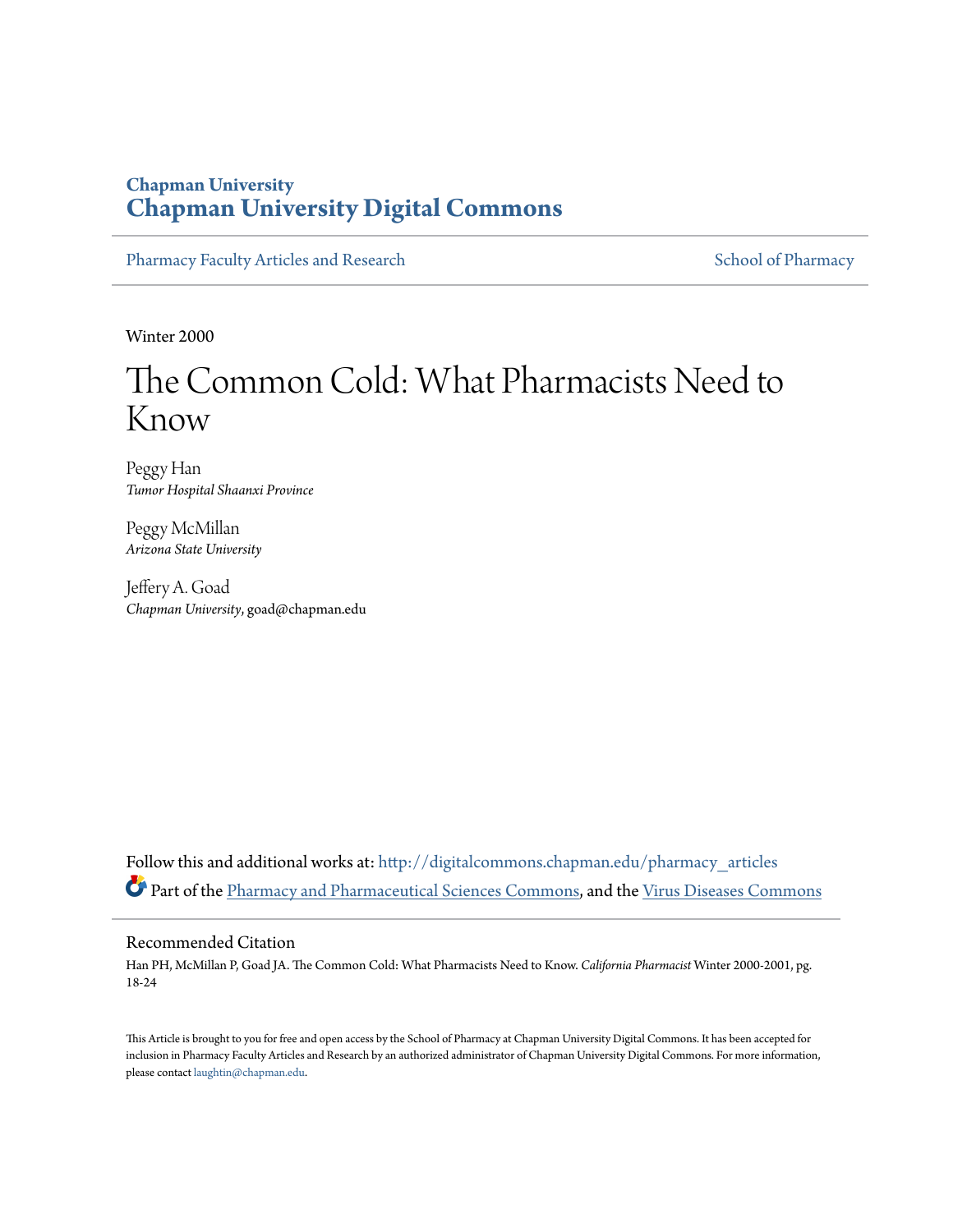Chapman University
# Chapman University Digital Commons

Pharmacy Faculty Articles and Research | School of Pharmacy

Winter 2000

# The Common Cold: What Pharmacists Need to Know

Peggy Han
*Tumor Hospital Shaanxi Province*

Peggy McMillan
*Arizona State University*

Jeffery A. Goad
*Chapman University*, goad@chapman.edu

Follow this and additional works at: http://digitalcommons.chapman.edu/pharmacy_articles

Part of the Pharmacy and Pharmaceutical Sciences Commons, and the Virus Diseases Commons

## Recommended Citation

Han PH, McMillan P, Goad JA. The Common Cold: What Pharmacists Need to Know. *California Pharmacist* Winter 2000-2001, pg. 18-24

This Article is brought to you for free and open access by the School of Pharmacy at Chapman University Digital Commons. It has been accepted for inclusion in Pharmacy Faculty Articles and Research by an authorized administrator of Chapman University Digital Commons. For more information, please contact laughtin@chapman.edu.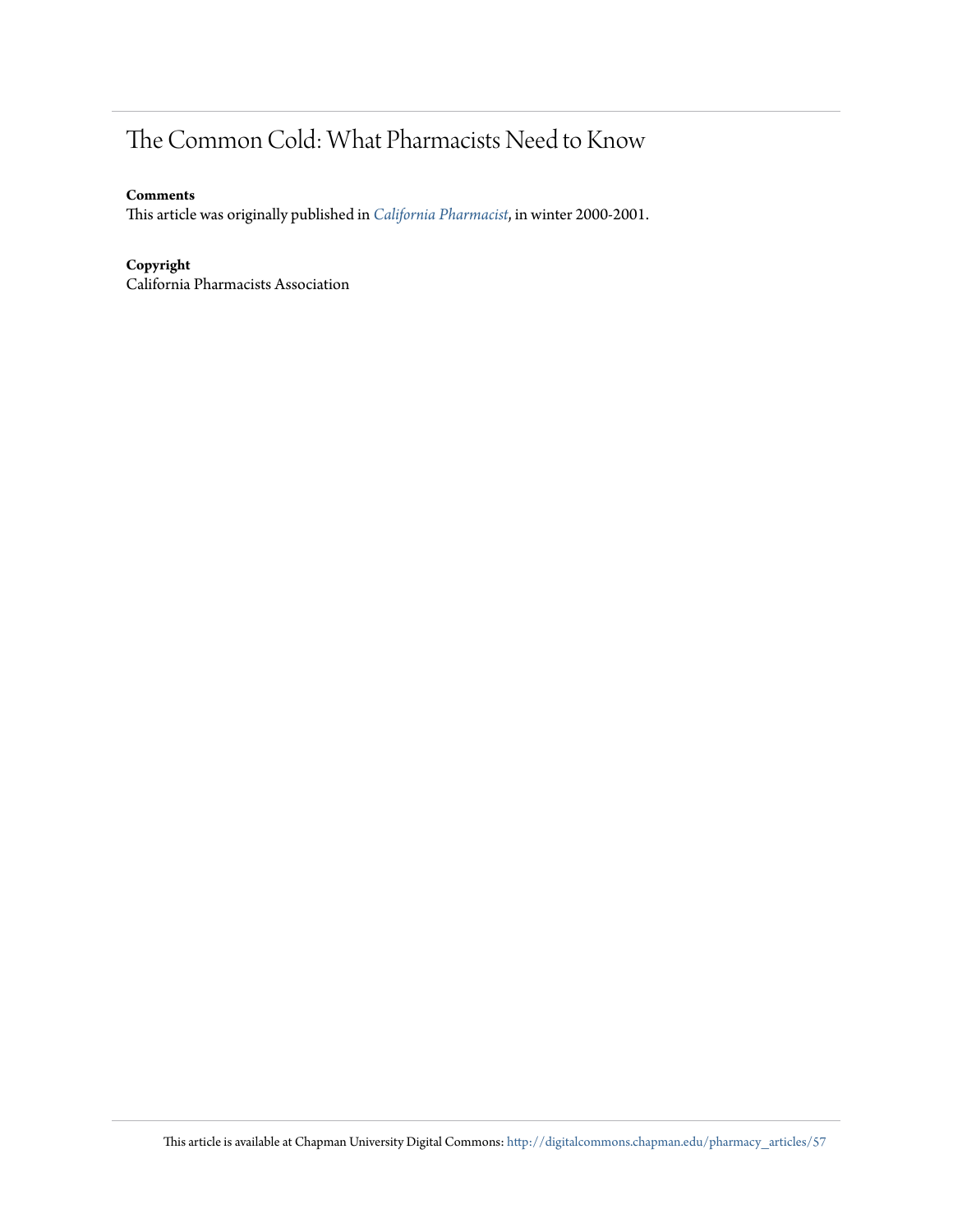# The Common Cold: What Pharmacists Need to Know

**Comments**

This article was originally published in *California Pharmacist*, in winter 2000-2001.

**Copyright**

California Pharmacists Association

This article is available at Chapman University Digital Commons: http://digitalcommons.chapman.edu/pharmacy_articles/57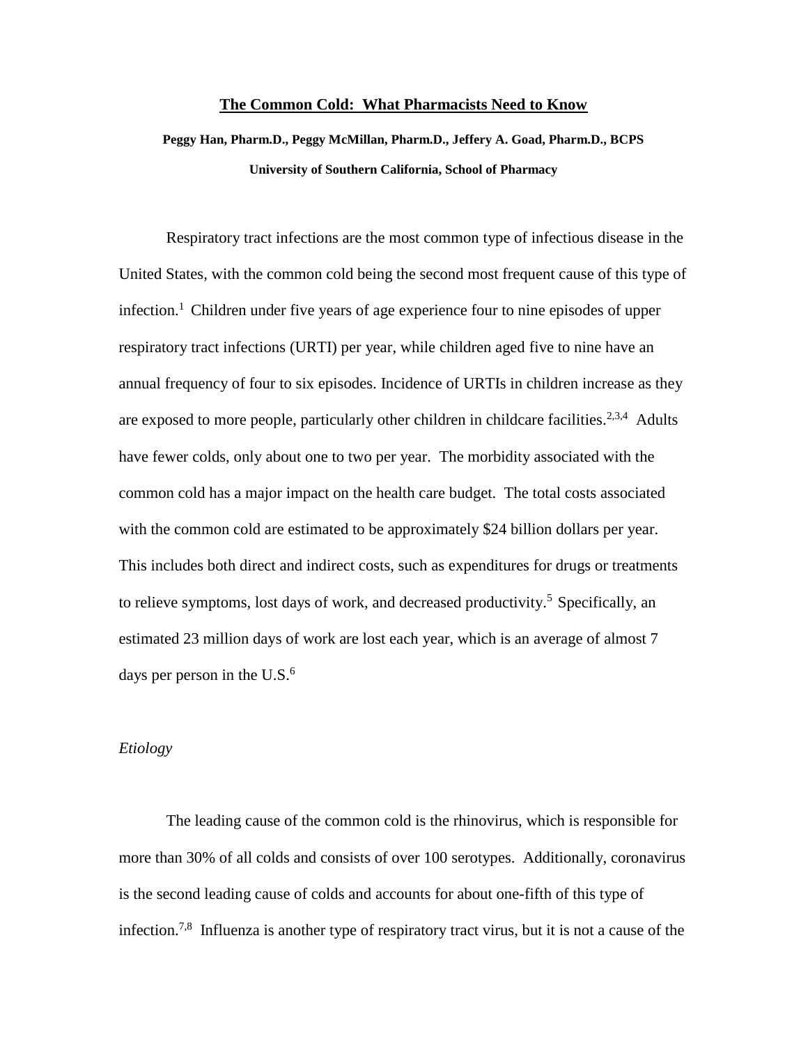# The Common Cold: What Pharmacists Need to Know

**Peggy Han, Pharm.D., Peggy McMillan, Pharm.D., Jeffery A. Goad, Pharm.D., BCPS**

**University of Southern California, School of Pharmacy**

Respiratory tract infections are the most common type of infectious disease in the United States, with the common cold being the second most frequent cause of this type of infection.[1] Children under five years of age experience four to nine episodes of upper respiratory tract infections (URTI) per year, while children aged five to nine have an annual frequency of four to six episodes. Incidence of URTIs in children increase as they are exposed to more people, particularly other children in childcare facilities.[2,3,4] Adults have fewer colds, only about one to two per year. The morbidity associated with the common cold has a major impact on the health care budget. The total costs associated with the common cold are estimated to be approximately $24 billion dollars per year. This includes both direct and indirect costs, such as expenditures for drugs or treatments to relieve symptoms, lost days of work, and decreased productivity.[5] Specifically, an estimated 23 million days of work are lost each year, which is an average of almost 7 days per person in the U.S.[6]

*Etiology*

The leading cause of the common cold is the rhinovirus, which is responsible for more than 30% of all colds and consists of over 100 serotypes. Additionally, coronavirus is the second leading cause of colds and accounts for about one-fifth of this type of infection.[7,8] Influenza is another type of respiratory tract virus, but it is not a cause of the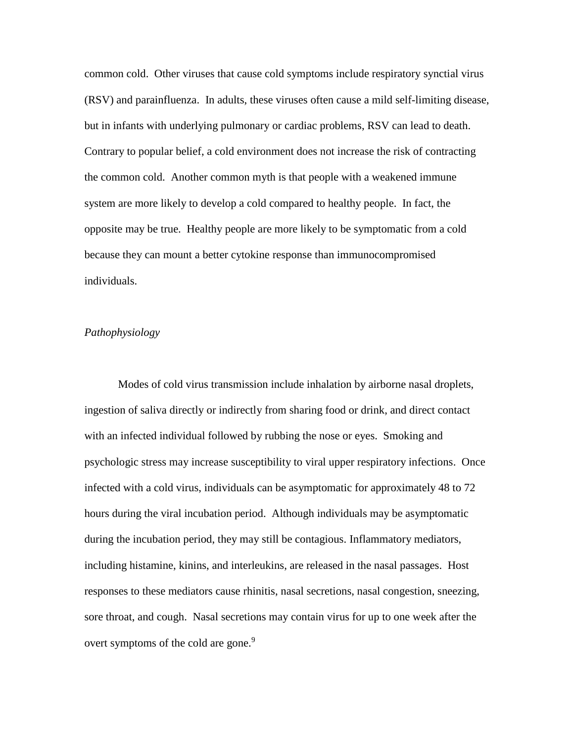common cold. Other viruses that cause cold symptoms include respiratory synctial virus (RSV) and parainfluenza. In adults, these viruses often cause a mild self-limiting disease, but in infants with underlying pulmonary or cardiac problems, RSV can lead to death. Contrary to popular belief, a cold environment does not increase the risk of contracting the common cold. Another common myth is that people with a weakened immune system are more likely to develop a cold compared to healthy people. In fact, the opposite may be true. Healthy people are more likely to be symptomatic from a cold because they can mount a better cytokine response than immunocompromised individuals.

*Pathophysiology*

Modes of cold virus transmission include inhalation by airborne nasal droplets, ingestion of saliva directly or indirectly from sharing food or drink, and direct contact with an infected individual followed by rubbing the nose or eyes. Smoking and psychologic stress may increase susceptibility to viral upper respiratory infections. Once infected with a cold virus, individuals can be asymptomatic for approximately 48 to 72 hours during the viral incubation period. Although individuals may be asymptomatic during the incubation period, they may still be contagious. Inflammatory mediators, including histamine, kinins, and interleukins, are released in the nasal passages. Host responses to these mediators cause rhinitis, nasal secretions, nasal congestion, sneezing, sore throat, and cough. Nasal secretions may contain virus for up to one week after the overt symptoms of the cold are gone.[9]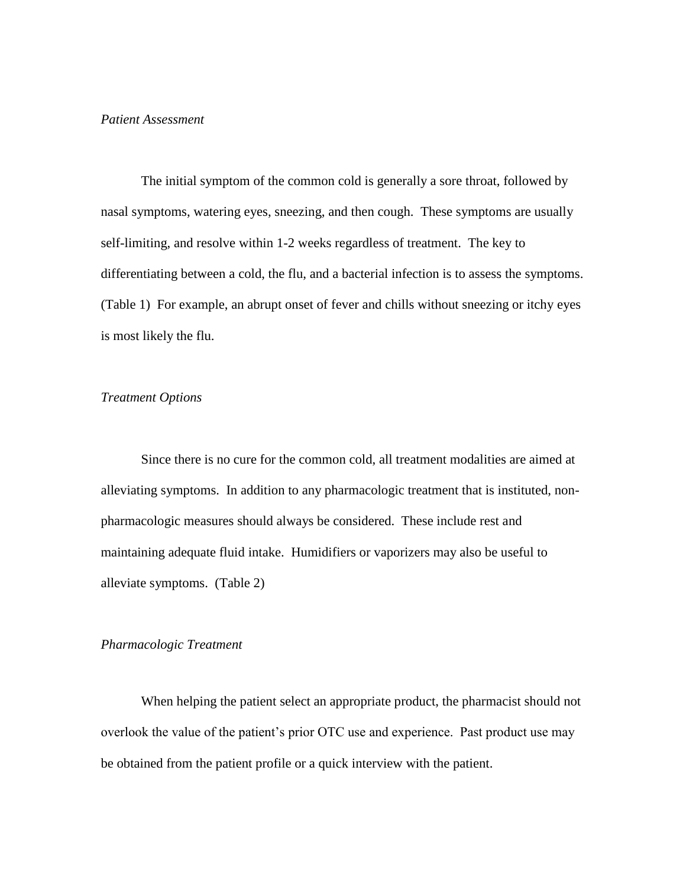*Patient Assessment*

The initial symptom of the common cold is generally a sore throat, followed by nasal symptoms, watering eyes, sneezing, and then cough. These symptoms are usually self-limiting, and resolve within 1-2 weeks regardless of treatment. The key to differentiating between a cold, the flu, and a bacterial infection is to assess the symptoms. (Table 1) For example, an abrupt onset of fever and chills without sneezing or itchy eyes is most likely the flu.

*Treatment Options*

Since there is no cure for the common cold, all treatment modalities are aimed at alleviating symptoms. In addition to any pharmacologic treatment that is instituted, non-pharmacologic measures should always be considered. These include rest and maintaining adequate fluid intake. Humidifiers or vaporizers may also be useful to alleviate symptoms. (Table 2)

*Pharmacologic Treatment*

When helping the patient select an appropriate product, the pharmacist should not overlook the value of the patient's prior OTC use and experience. Past product use may be obtained from the patient profile or a quick interview with the patient.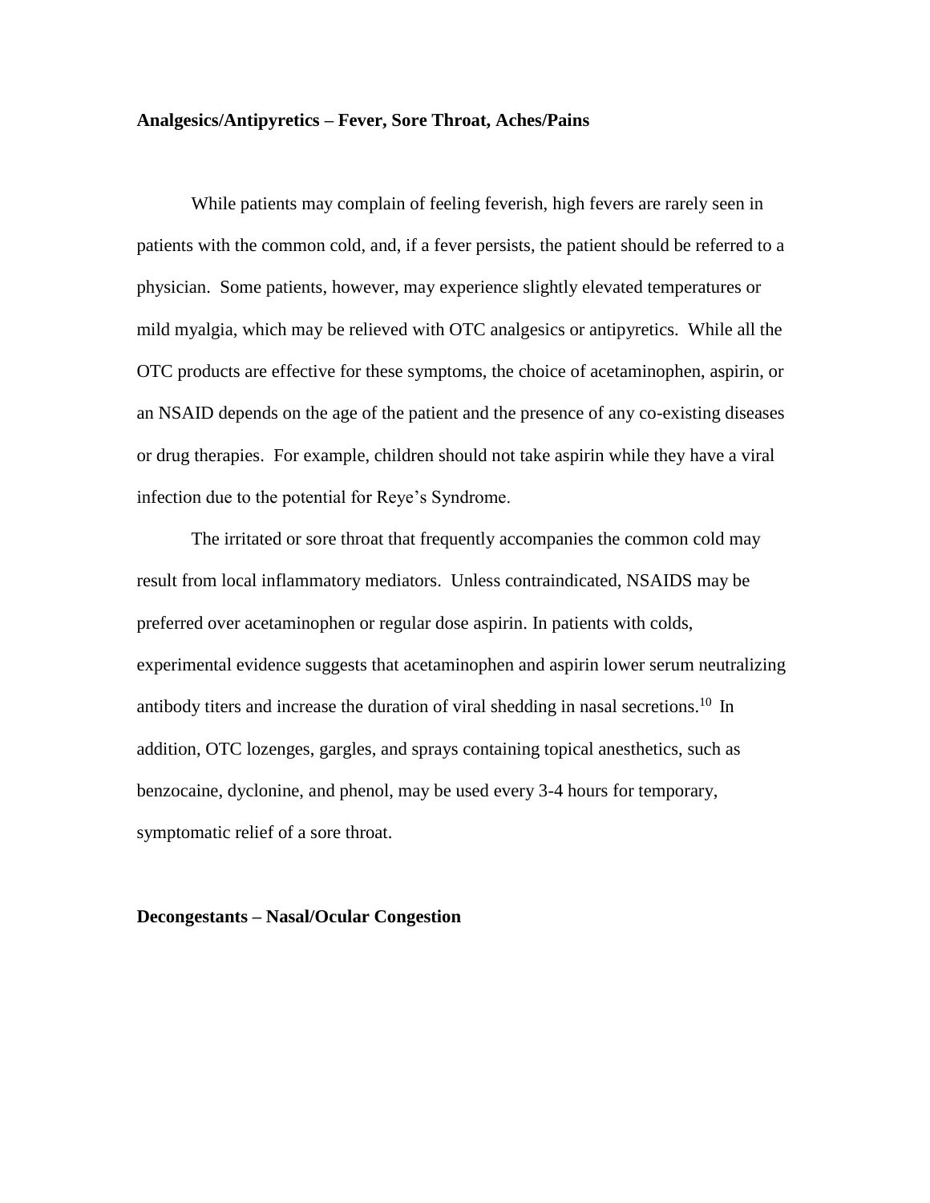**Analgesics/Antipyretics – Fever, Sore Throat, Aches/Pains**

While patients may complain of feeling feverish, high fevers are rarely seen in patients with the common cold, and, if a fever persists, the patient should be referred to a physician. Some patients, however, may experience slightly elevated temperatures or mild myalgia, which may be relieved with OTC analgesics or antipyretics. While all the OTC products are effective for these symptoms, the choice of acetaminophen, aspirin, or an NSAID depends on the age of the patient and the presence of any co-existing diseases or drug therapies. For example, children should not take aspirin while they have a viral infection due to the potential for Reye's Syndrome.

The irritated or sore throat that frequently accompanies the common cold may result from local inflammatory mediators. Unless contraindicated, NSAIDS may be preferred over acetaminophen or regular dose aspirin. In patients with colds, experimental evidence suggests that acetaminophen and aspirin lower serum neutralizing antibody titers and increase the duration of viral shedding in nasal secretions.[10] In addition, OTC lozenges, gargles, and sprays containing topical anesthetics, such as benzocaine, dyclonine, and phenol, may be used every 3-4 hours for temporary, symptomatic relief of a sore throat.

**Decongestants – Nasal/Ocular Congestion**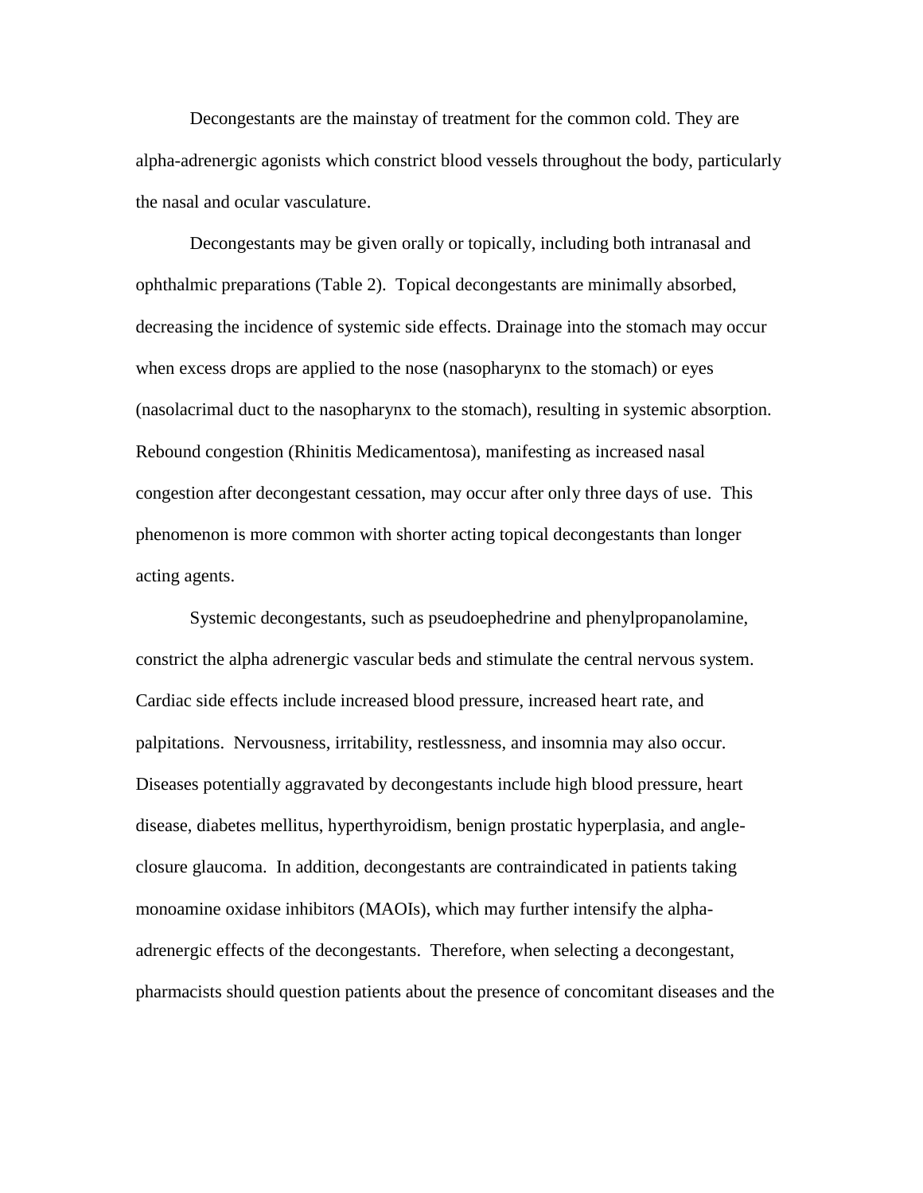Decongestants are the mainstay of treatment for the common cold. They are alpha-adrenergic agonists which constrict blood vessels throughout the body, particularly the nasal and ocular vasculature.

Decongestants may be given orally or topically, including both intranasal and ophthalmic preparations (Table 2). Topical decongestants are minimally absorbed, decreasing the incidence of systemic side effects. Drainage into the stomach may occur when excess drops are applied to the nose (nasopharynx to the stomach) or eyes (nasolacrimal duct to the nasopharynx to the stomach), resulting in systemic absorption. Rebound congestion (Rhinitis Medicamentosa), manifesting as increased nasal congestion after decongestant cessation, may occur after only three days of use. This phenomenon is more common with shorter acting topical decongestants than longer acting agents.

Systemic decongestants, such as pseudoephedrine and phenylpropanolamine, constrict the alpha adrenergic vascular beds and stimulate the central nervous system. Cardiac side effects include increased blood pressure, increased heart rate, and palpitations. Nervousness, irritability, restlessness, and insomnia may also occur. Diseases potentially aggravated by decongestants include high blood pressure, heart disease, diabetes mellitus, hyperthyroidism, benign prostatic hyperplasia, and angle-closure glaucoma. In addition, decongestants are contraindicated in patients taking monoamine oxidase inhibitors (MAOIs), which may further intensify the alpha-adrenergic effects of the decongestants. Therefore, when selecting a decongestant, pharmacists should question patients about the presence of concomitant diseases and the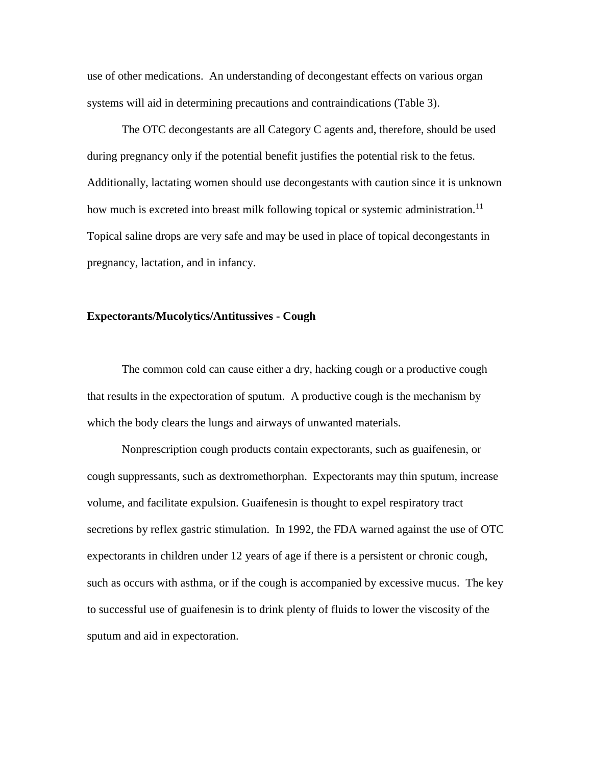use of other medications. An understanding of decongestant effects on various organ systems will aid in determining precautions and contraindications (Table 3).

The OTC decongestants are all Category C agents and, therefore, should be used during pregnancy only if the potential benefit justifies the potential risk to the fetus. Additionally, lactating women should use decongestants with caution since it is unknown how much is excreted into breast milk following topical or systemic administration.[11] Topical saline drops are very safe and may be used in place of topical decongestants in pregnancy, lactation, and in infancy.

**Expectorants/Mucolytics/Antitussives - Cough**

The common cold can cause either a dry, hacking cough or a productive cough that results in the expectoration of sputum. A productive cough is the mechanism by which the body clears the lungs and airways of unwanted materials.

Nonprescription cough products contain expectorants, such as guaifenesin, or cough suppressants, such as dextromethorphan. Expectorants may thin sputum, increase volume, and facilitate expulsion. Guaifenesin is thought to expel respiratory tract secretions by reflex gastric stimulation. In 1992, the FDA warned against the use of OTC expectorants in children under 12 years of age if there is a persistent or chronic cough, such as occurs with asthma, or if the cough is accompanied by excessive mucus. The key to successful use of guaifenesin is to drink plenty of fluids to lower the viscosity of the sputum and aid in expectoration.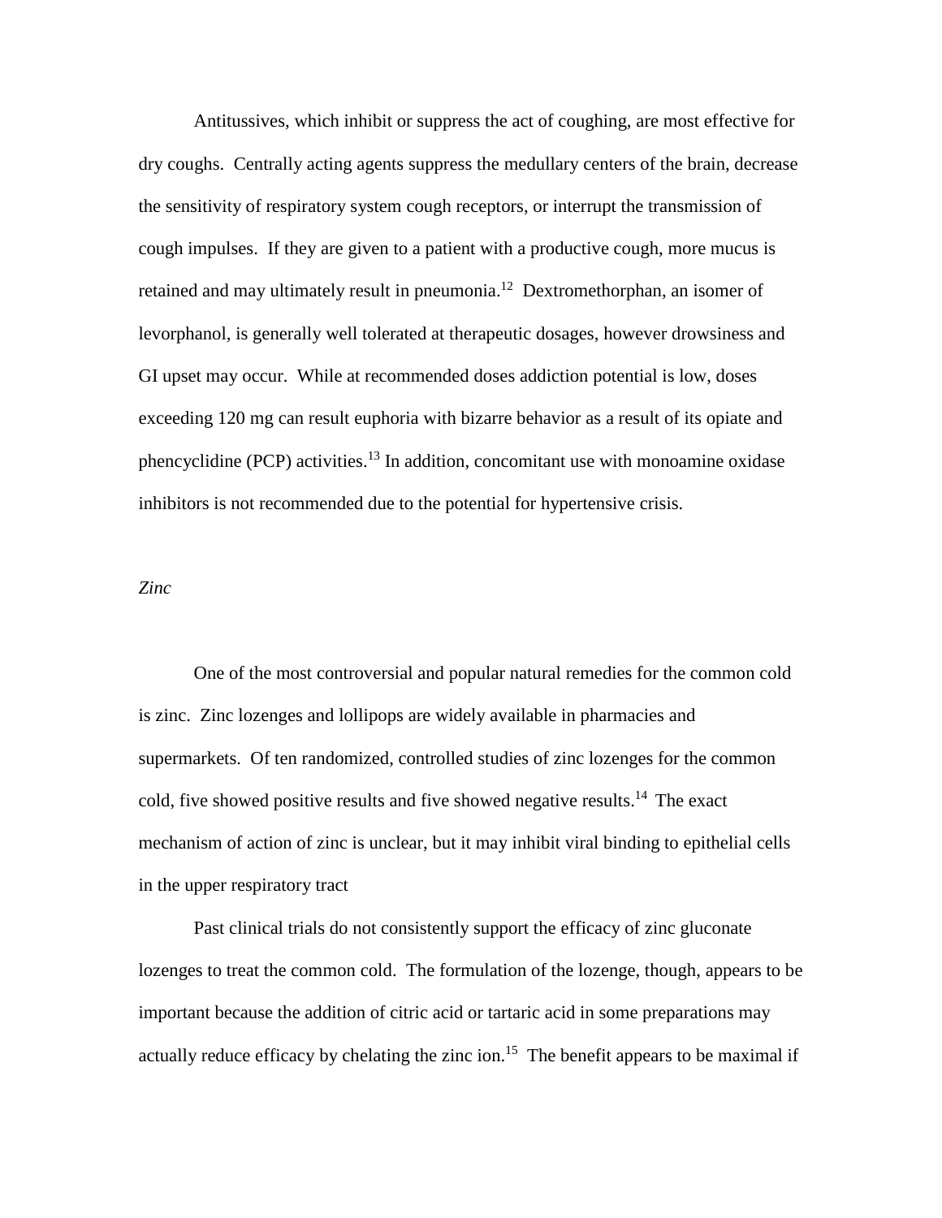Antitussives, which inhibit or suppress the act of coughing, are most effective for dry coughs. Centrally acting agents suppress the medullary centers of the brain, decrease the sensitivity of respiratory system cough receptors, or interrupt the transmission of cough impulses. If they are given to a patient with a productive cough, more mucus is retained and may ultimately result in pneumonia.[12] Dextromethorphan, an isomer of levorphanol, is generally well tolerated at therapeutic dosages, however drowsiness and GI upset may occur. While at recommended doses addiction potential is low, doses exceeding 120 mg can result euphoria with bizarre behavior as a result of its opiate and phencyclidine (PCP) activities.[13] In addition, concomitant use with monoamine oxidase inhibitors is not recommended due to the potential for hypertensive crisis.

*Zinc*

One of the most controversial and popular natural remedies for the common cold is zinc. Zinc lozenges and lollipops are widely available in pharmacies and supermarkets. Of ten randomized, controlled studies of zinc lozenges for the common cold, five showed positive results and five showed negative results.[14] The exact mechanism of action of zinc is unclear, but it may inhibit viral binding to epithelial cells in the upper respiratory tract

Past clinical trials do not consistently support the efficacy of zinc gluconate lozenges to treat the common cold. The formulation of the lozenge, though, appears to be important because the addition of citric acid or tartaric acid in some preparations may actually reduce efficacy by chelating the zinc ion.[15] The benefit appears to be maximal if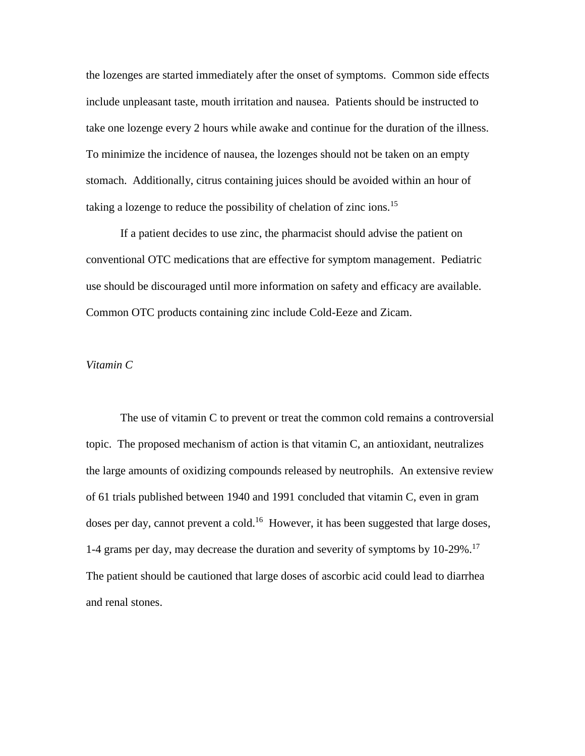the lozenges are started immediately after the onset of symptoms. Common side effects include unpleasant taste, mouth irritation and nausea. Patients should be instructed to take one lozenge every 2 hours while awake and continue for the duration of the illness. To minimize the incidence of nausea, the lozenges should not be taken on an empty stomach. Additionally, citrus containing juices should be avoided within an hour of taking a lozenge to reduce the possibility of chelation of zinc ions.[15]

If a patient decides to use zinc, the pharmacist should advise the patient on conventional OTC medications that are effective for symptom management. Pediatric use should be discouraged until more information on safety and efficacy are available. Common OTC products containing zinc include Cold-Eeze and Zicam.

*Vitamin C*

The use of vitamin C to prevent or treat the common cold remains a controversial topic. The proposed mechanism of action is that vitamin C, an antioxidant, neutralizes the large amounts of oxidizing compounds released by neutrophils. An extensive review of 61 trials published between 1940 and 1991 concluded that vitamin C, even in gram doses per day, cannot prevent a cold.[16] However, it has been suggested that large doses, 1-4 grams per day, may decrease the duration and severity of symptoms by 10-29%.[17] The patient should be cautioned that large doses of ascorbic acid could lead to diarrhea and renal stones.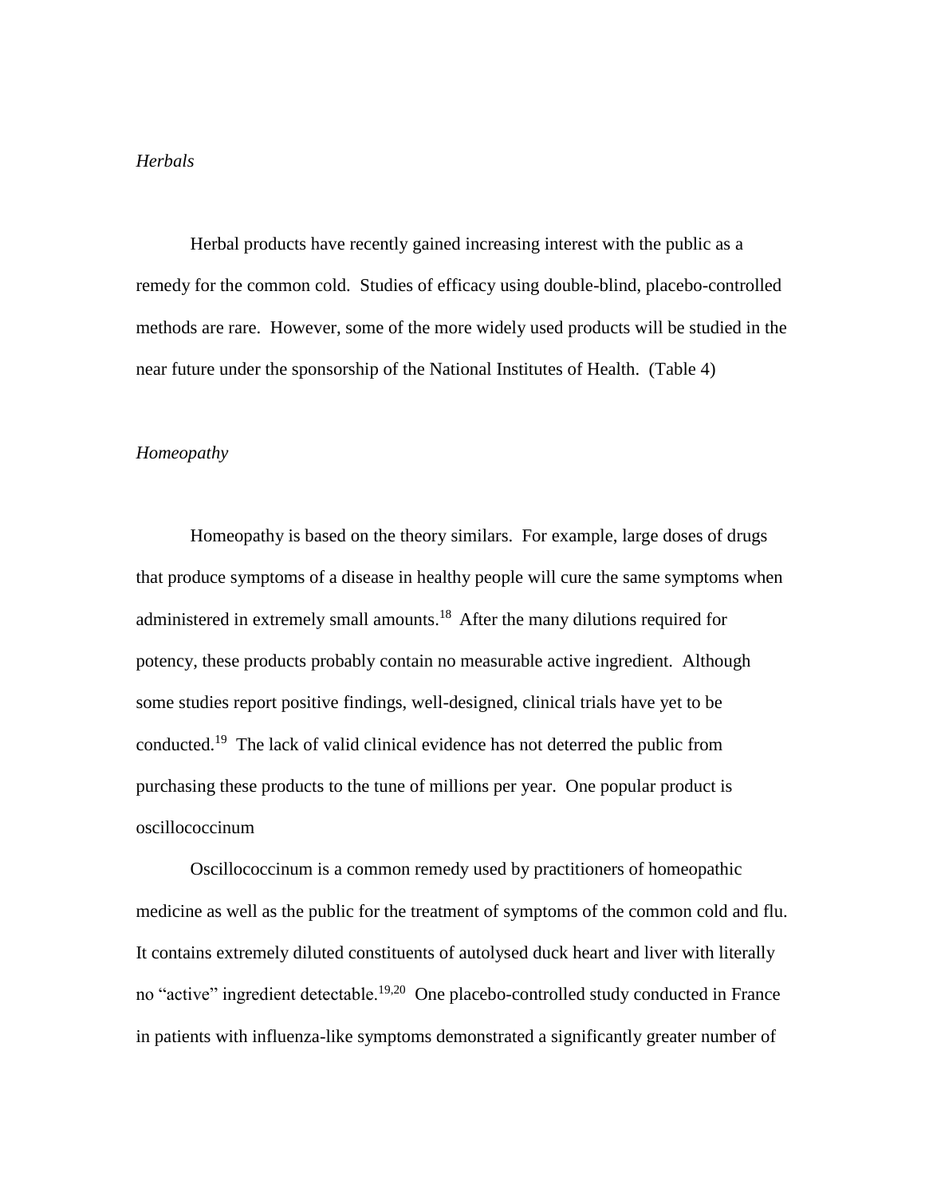*Herbals*

Herbal products have recently gained increasing interest with the public as a remedy for the common cold. Studies of efficacy using double-blind, placebo-controlled methods are rare. However, some of the more widely used products will be studied in the near future under the sponsorship of the National Institutes of Health. (Table 4)

*Homeopathy*

Homeopathy is based on the theory similars. For example, large doses of drugs that produce symptoms of a disease in healthy people will cure the same symptoms when administered in extremely small amounts.[18] After the many dilutions required for potency, these products probably contain no measurable active ingredient. Although some studies report positive findings, well-designed, clinical trials have yet to be conducted.[19] The lack of valid clinical evidence has not deterred the public from purchasing these products to the tune of millions per year. One popular product is oscillococcinum

Oscillococcinum is a common remedy used by practitioners of homeopathic medicine as well as the public for the treatment of symptoms of the common cold and flu. It contains extremely diluted constituents of autolysed duck heart and liver with literally no "active" ingredient detectable.[19,20] One placebo-controlled study conducted in France in patients with influenza-like symptoms demonstrated a significantly greater number of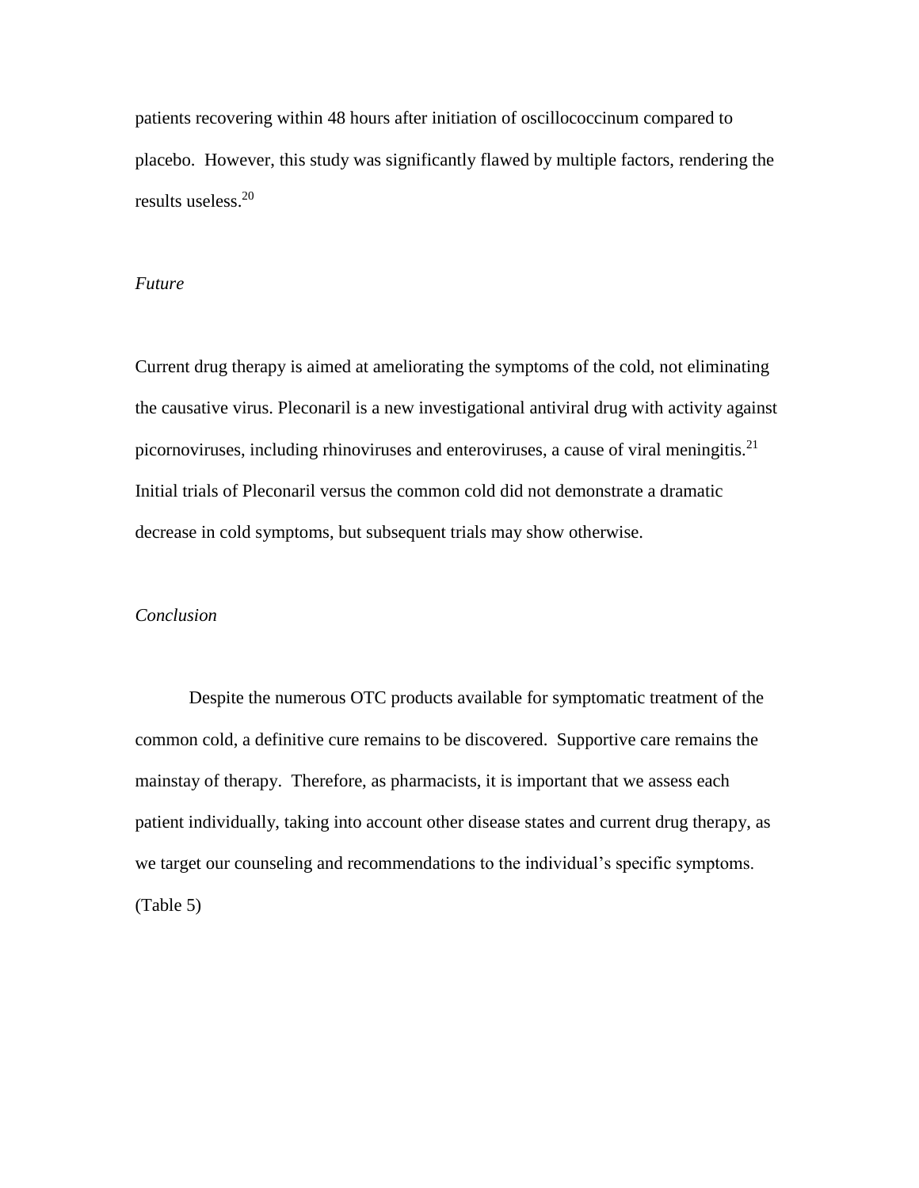patients recovering within 48 hours after initiation of oscillococcinum compared to placebo. However, this study was significantly flawed by multiple factors, rendering the results useless.[20]

*Future*

Current drug therapy is aimed at ameliorating the symptoms of the cold, not eliminating the causative virus. Pleconaril is a new investigational antiviral drug with activity against picornoviruses, including rhinoviruses and enteroviruses, a cause of viral meningitis.[21] Initial trials of Pleconaril versus the common cold did not demonstrate a dramatic decrease in cold symptoms, but subsequent trials may show otherwise.

*Conclusion*

Despite the numerous OTC products available for symptomatic treatment of the common cold, a definitive cure remains to be discovered. Supportive care remains the mainstay of therapy. Therefore, as pharmacists, it is important that we assess each patient individually, taking into account other disease states and current drug therapy, as we target our counseling and recommendations to the individual's specific symptoms. (Table 5)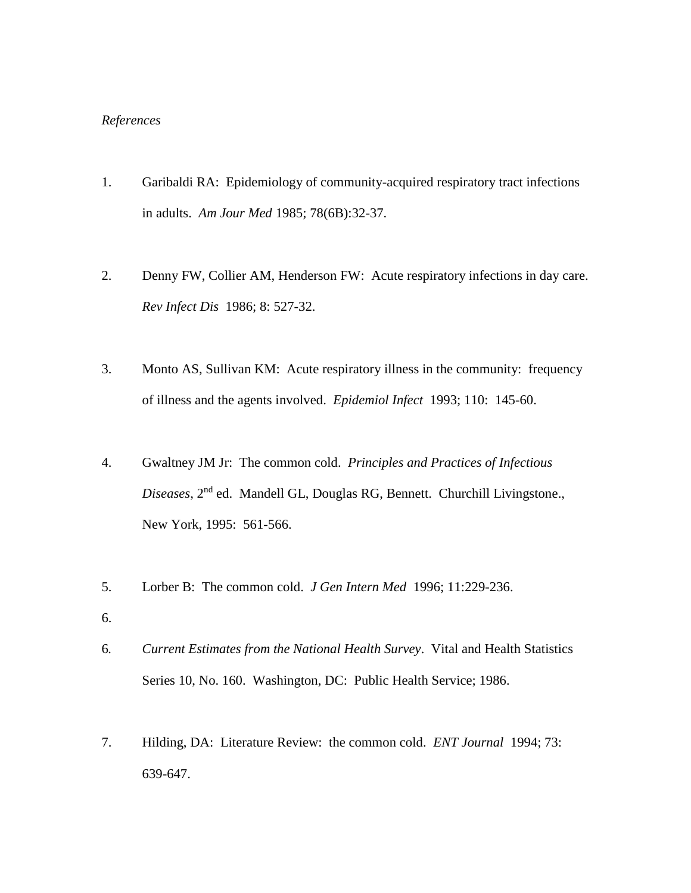*References*

1. Garibaldi RA: Epidemiology of community-acquired respiratory tract infections in adults. *Am Jour Med* 1985; 78(6B):32-37.

2. Denny FW, Collier AM, Henderson FW: Acute respiratory infections in day care. *Rev Infect Dis* 1986; 8: 527-32.

3. Monto AS, Sullivan KM: Acute respiratory illness in the community: frequency of illness and the agents involved. *Epidemiol Infect* 1993; 110: 145-60.

4. Gwaltney JM Jr: The common cold. *Principles and Practices of Infectious Diseases*, 2nd ed. Mandell GL, Douglas RG, Bennett. Churchill Livingstone., New York, 1995: 561-566.

5. Lorber B: The common cold. *J Gen Intern Med* 1996; 11:229-236.

6.

6. *Current Estimates from the National Health Survey*. Vital and Health Statistics Series 10, No. 160. Washington, DC: Public Health Service; 1986.

7. Hilding, DA: Literature Review: the common cold. *ENT Journal* 1994; 73: 639-647.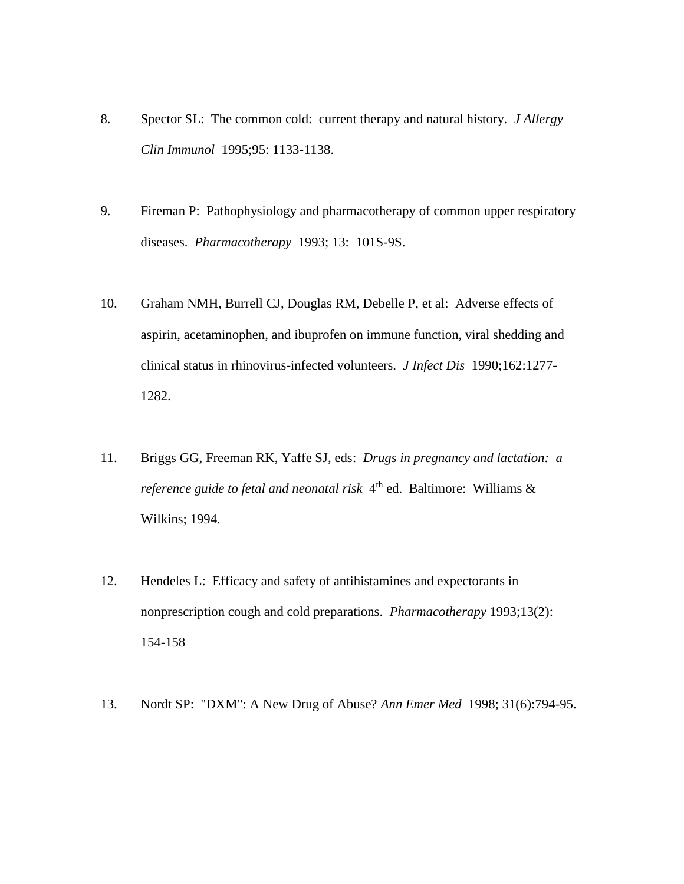8. Spector SL: The common cold: current therapy and natural history. *J Allergy Clin Immunol* 1995;95: 1133-1138.

9. Fireman P: Pathophysiology and pharmacotherapy of common upper respiratory diseases. *Pharmacotherapy* 1993; 13: 101S-9S.

10. Graham NMH, Burrell CJ, Douglas RM, Debelle P, et al: Adverse effects of aspirin, acetaminophen, and ibuprofen on immune function, viral shedding and clinical status in rhinovirus-infected volunteers. *J Infect Dis* 1990;162:1277-1282.

11. Briggs GG, Freeman RK, Yaffe SJ, eds: *Drugs in pregnancy and lactation: a reference guide to fetal and neonatal risk* 4th ed. Baltimore: Williams & Wilkins; 1994.

12. Hendeles L: Efficacy and safety of antihistamines and expectorants in nonprescription cough and cold preparations. *Pharmacotherapy* 1993;13(2): 154-158

13. Nordt SP: "DXM": A New Drug of Abuse? *Ann Emer Med* 1998; 31(6):794-95.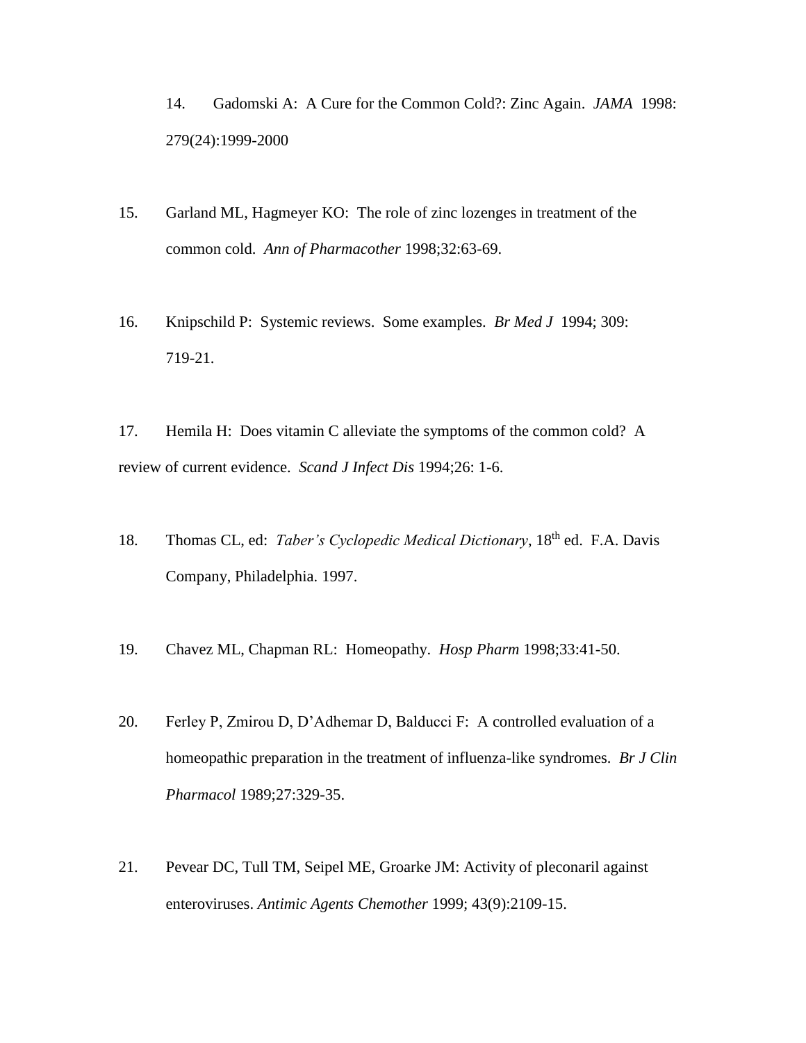14. Gadomski A: A Cure for the Common Cold?: Zinc Again. *JAMA* 1998: 279(24):1999-2000

15. Garland ML, Hagmeyer KO: The role of zinc lozenges in treatment of the common cold. *Ann of Pharmacother* 1998;32:63-69.

16. Knipschild P: Systemic reviews. Some examples. *Br Med J* 1994; 309: 719-21.

17. Hemila H: Does vitamin C alleviate the symptoms of the common cold? A review of current evidence. *Scand J Infect Dis* 1994;26: 1-6.

18. Thomas CL, ed: *Taber's Cyclopedic Medical Dictionary*, 18th ed. F.A. Davis Company, Philadelphia. 1997.

19. Chavez ML, Chapman RL: Homeopathy. *Hosp Pharm* 1998;33:41-50.

20. Ferley P, Zmirou D, D'Adhemar D, Balducci F: A controlled evaluation of a homeopathic preparation in the treatment of influenza-like syndromes. *Br J Clin Pharmacol* 1989;27:329-35.

21. Pevear DC, Tull TM, Seipel ME, Groarke JM: Activity of pleconaril against enteroviruses. *Antimic Agents Chemother* 1999; 43(9):2109-15.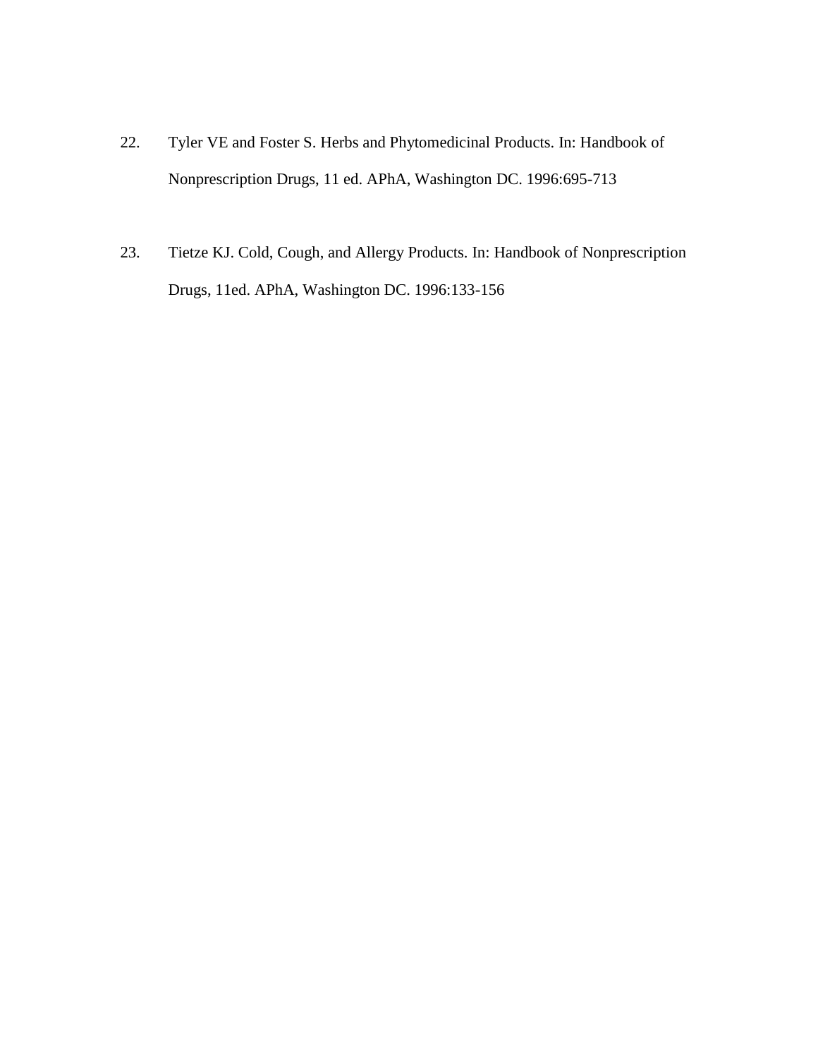22. Tyler VE and Foster S. Herbs and Phytomedicinal Products. In: Handbook of Nonprescription Drugs, 11 ed. APhA, Washington DC. 1996:695-713

23. Tietze KJ. Cold, Cough, and Allergy Products. In: Handbook of Nonprescription Drugs, 11ed. APhA, Washington DC. 1996:133-156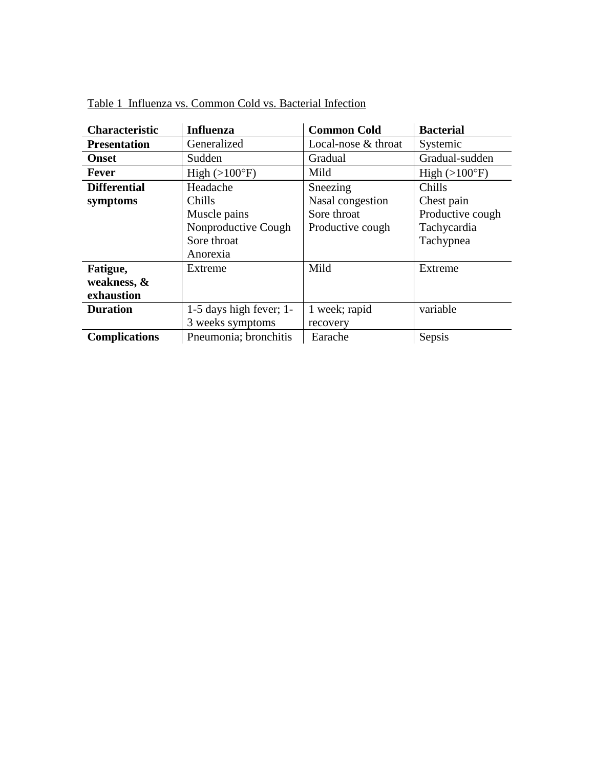Table 1 Influenza vs. Common Cold vs. Bacterial Infection

| **Characteristic** | **Influenza** | **Common Cold** | **Bacterial** |
|---|---|---|---|
| **Presentation** | Generalized | Local-nose & throat | Systemic |
| **Onset** | Sudden | Gradual | Gradual-sudden |
| **Fever** | High (>100°F) | Mild | High (>100°F) |
| **Differential symptoms** | Headache<br>Chills<br>Muscle pains<br>Nonproductive Cough<br>Sore throat<br>Anorexia | Sneezing<br>Nasal congestion<br>Sore throat<br>Productive cough | Chills<br>Chest pain<br>Productive cough<br>Tachycardia<br>Tachypnea |
| **Fatigue, weakness, & exhaustion** | Extreme | Mild | Extreme |
| **Duration** | 1-5 days high fever; 1-3 weeks symptoms | 1 week; rapid recovery | variable |
| **Complications** | Pneumonia; bronchitis | Earache | Sepsis |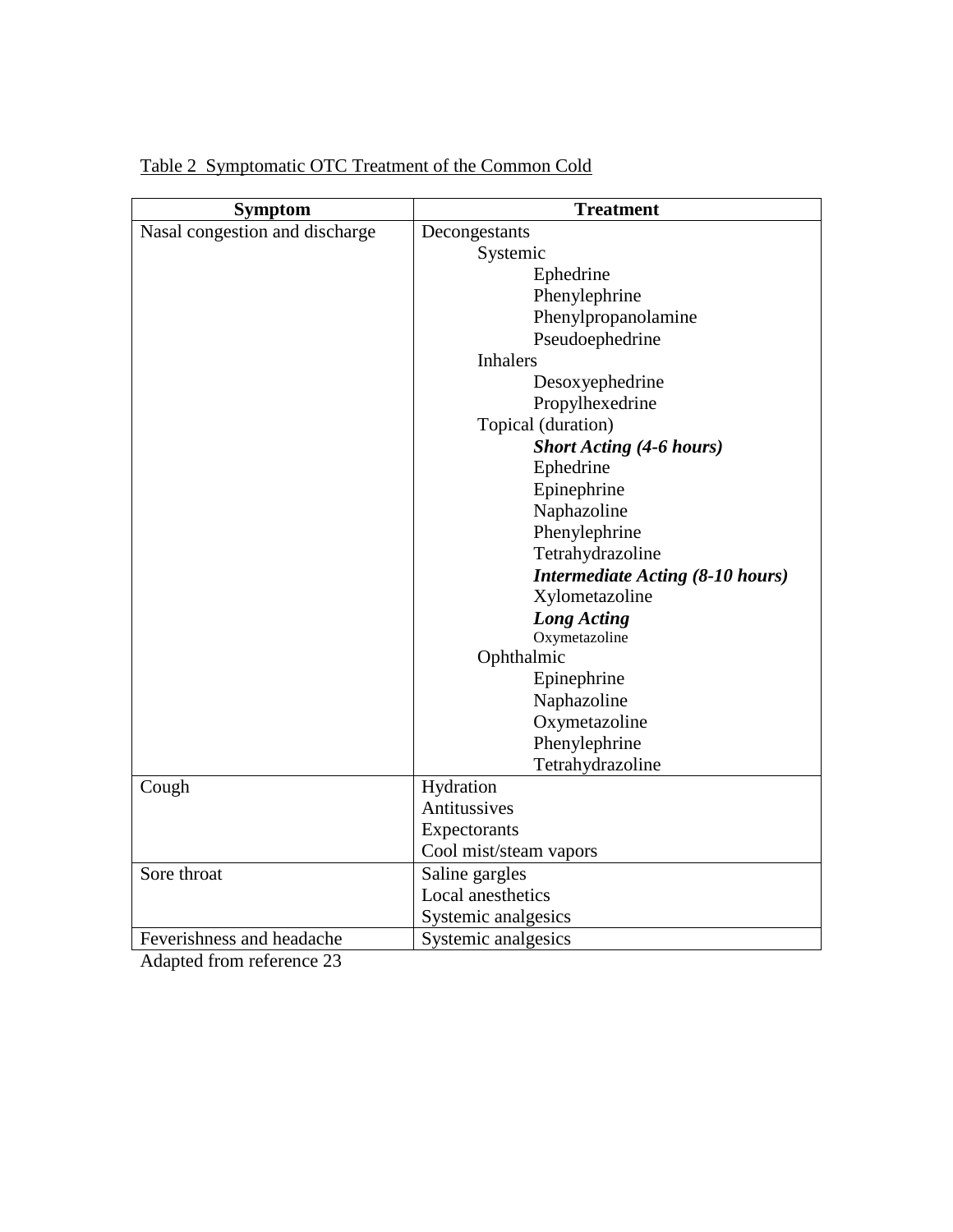Table 2 Symptomatic OTC Treatment of the Common Cold

| Symptom | Treatment |
| --- | --- |
| Nasal congestion and discharge | Decongestants<br>Systemic<br>Ephedrine<br>Phenylephrine<br>Phenylpropanolamine<br>Pseudoephedrine<br>Inhalers<br>Desoxyephedrine<br>Propylhexedrine<br>Topical (duration)<br>***Short Acting (4-6 hours)***<br>Ephedrine<br>Epinephrine<br>Naphazoline<br>Phenylephrine<br>Tetrahydrazoline<br>***Intermediate Acting (8-10 hours)***<br>Xylometazoline<br>***Long Acting***<br>Oxymetazoline<br>Ophthalmic<br>Epinephrine<br>Naphazoline<br>Oxymetazoline<br>Phenylephrine<br>Tetrahydrazoline |
| Cough | Hydration<br>Antitussives<br>Expectorants<br>Cool mist/steam vapors |
| Sore throat | Saline gargles<br>Local anesthetics<br>Systemic analgesics |
| Feverishness and headache | Systemic analgesics |

Adapted from reference 23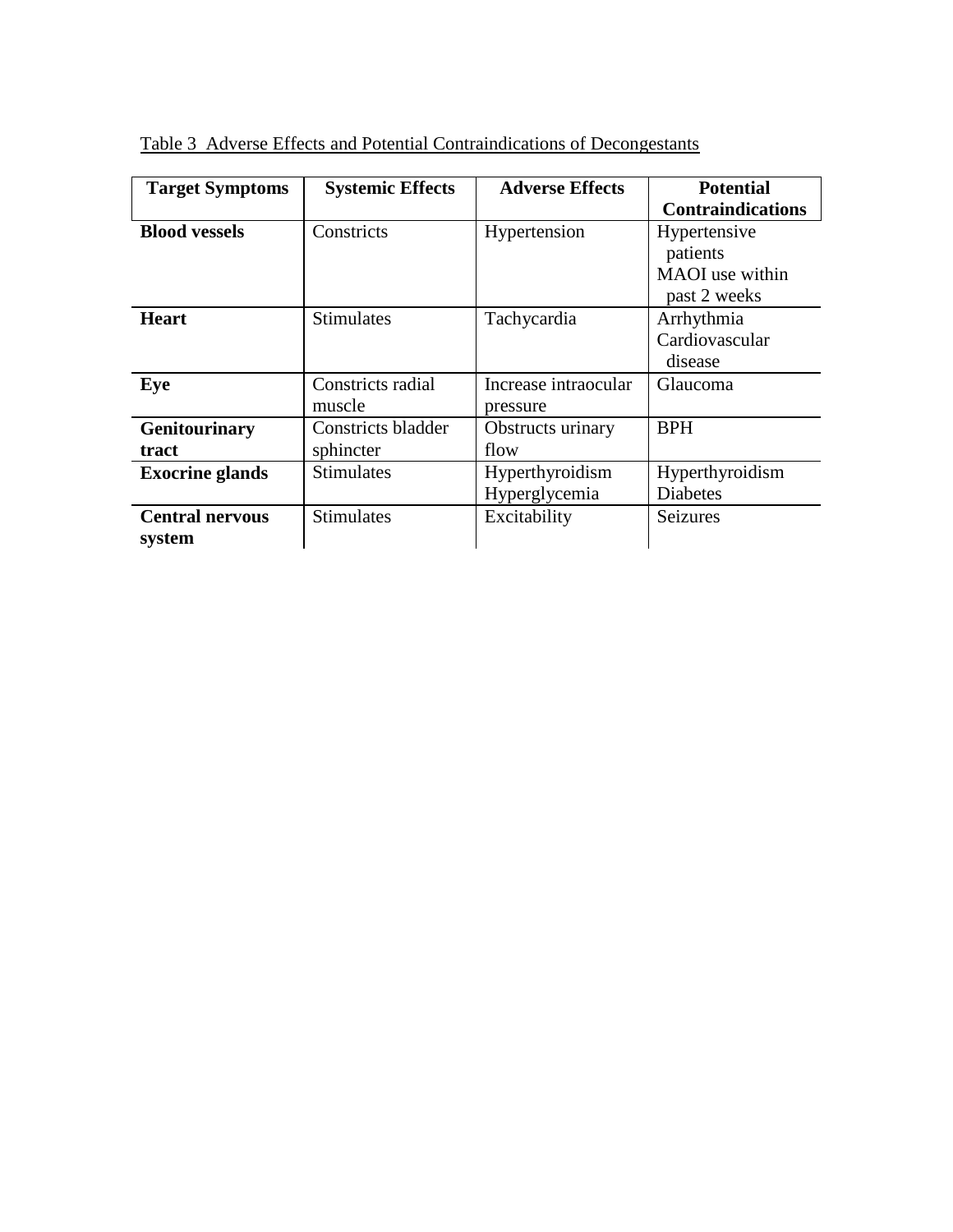Table 3 Adverse Effects and Potential Contraindications of Decongestants

| Target Symptoms | Systemic Effects | Adverse Effects | Potential Contraindications |
|---|---|---|---|
| **Blood vessels** | Constricts | Hypertension | Hypertensive patients<br>MAOI use within past 2 weeks |
| **Heart** | Stimulates | Tachycardia | Arrhythmia<br>Cardiovascular disease |
| **Eye** | Constricts radial muscle | Increase intraocular pressure | Glaucoma |
| **Genitourinary tract** | Constricts bladder sphincter | Obstructs urinary flow | BPH |
| **Exocrine glands** | Stimulates | Hyperthyroidism<br>Hyperglycemia | Hyperthyroidism<br>Diabetes |
| **Central nervous system** | Stimulates | Excitability | Seizures |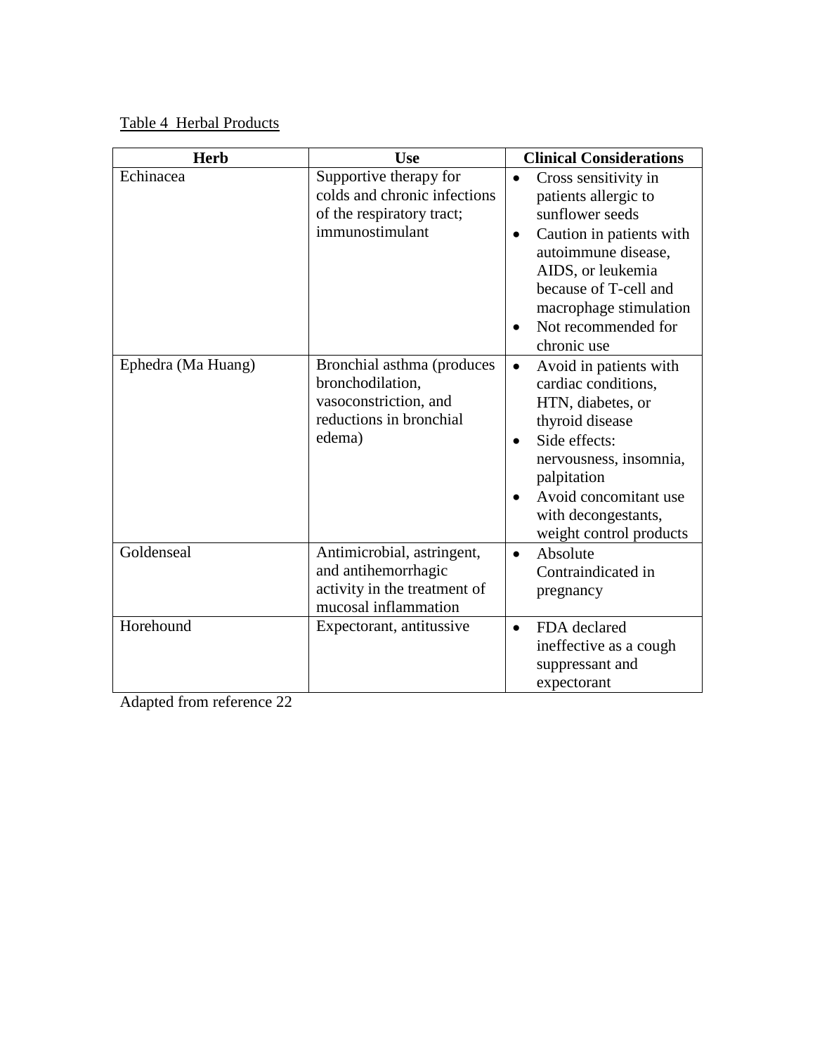Table 4 Herbal Products

| Herb | Use | Clinical Considerations |
|---|---|---|
| Echinacea | Supportive therapy for colds and chronic infections of the respiratory tract; immunostimulant | • Cross sensitivity in patients allergic to sunflower seeds<br>• Caution in patients with autoimmune disease, AIDS, or leukemia because of T-cell and macrophage stimulation<br>• Not recommended for chronic use |
| Ephedra (Ma Huang) | Bronchial asthma (produces bronchodilation, vasoconstriction, and reductions in bronchial edema) | • Avoid in patients with cardiac conditions, HTN, diabetes, or thyroid disease<br>• Side effects: nervousness, insomnia, palpitation<br>• Avoid concomitant use with decongestants, weight control products |
| Goldenseal | Antimicrobial, astringent, and antihemorrhagic activity in the treatment of mucosal inflammation | • Absolute Contraindicated in pregnancy |
| Horehound | Expectorant, antitussive | • FDA declared ineffective as a cough suppressant and expectorant |

Adapted from reference 22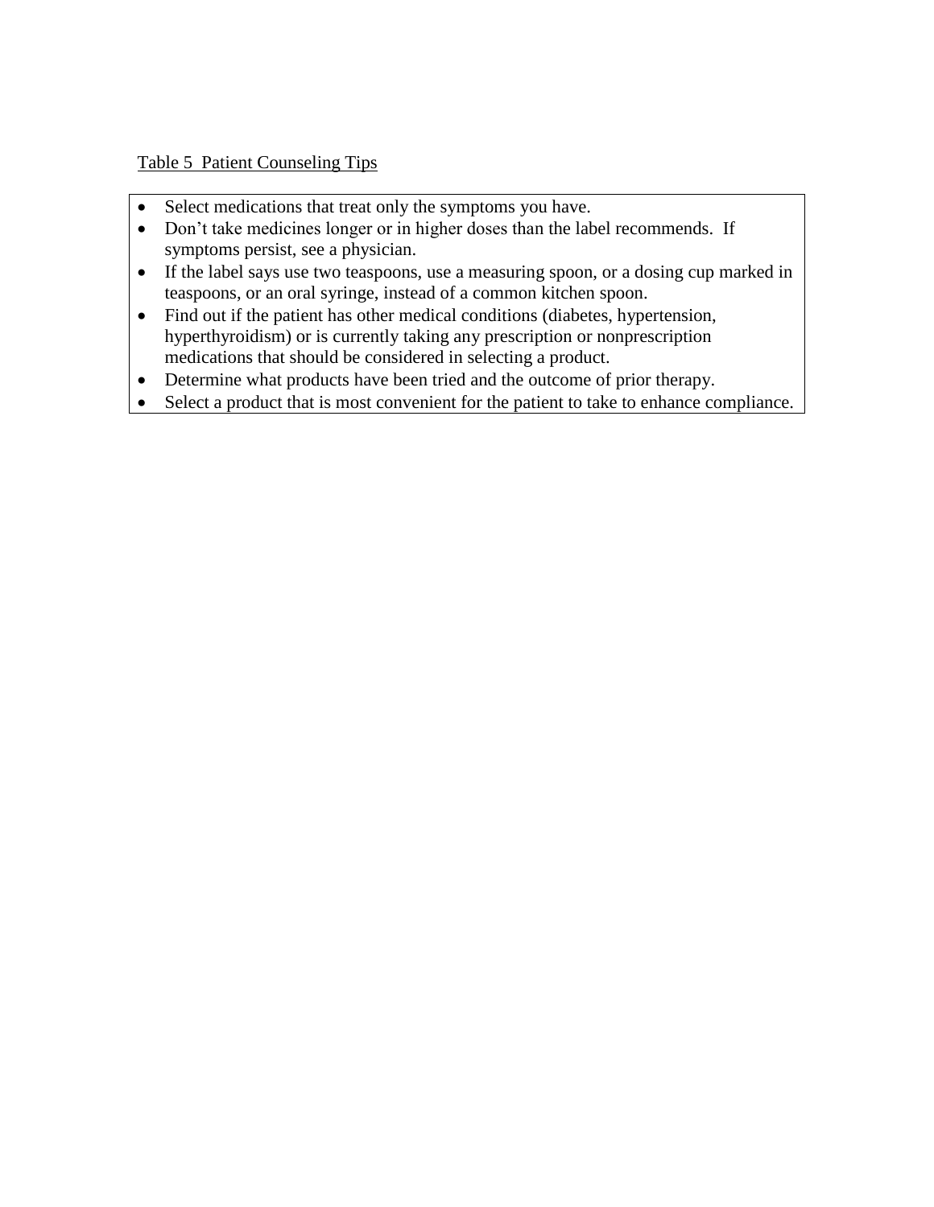Table 5 Patient Counseling Tips

- Select medications that treat only the symptoms you have.
- Don't take medicines longer or in higher doses than the label recommends. If symptoms persist, see a physician.
- If the label says use two teaspoons, use a measuring spoon, or a dosing cup marked in teaspoons, or an oral syringe, instead of a common kitchen spoon.
- Find out if the patient has other medical conditions (diabetes, hypertension, hyperthyroidism) or is currently taking any prescription or nonprescription medications that should be considered in selecting a product.
- Determine what products have been tried and the outcome of prior therapy.
- Select a product that is most convenient for the patient to take to enhance compliance.